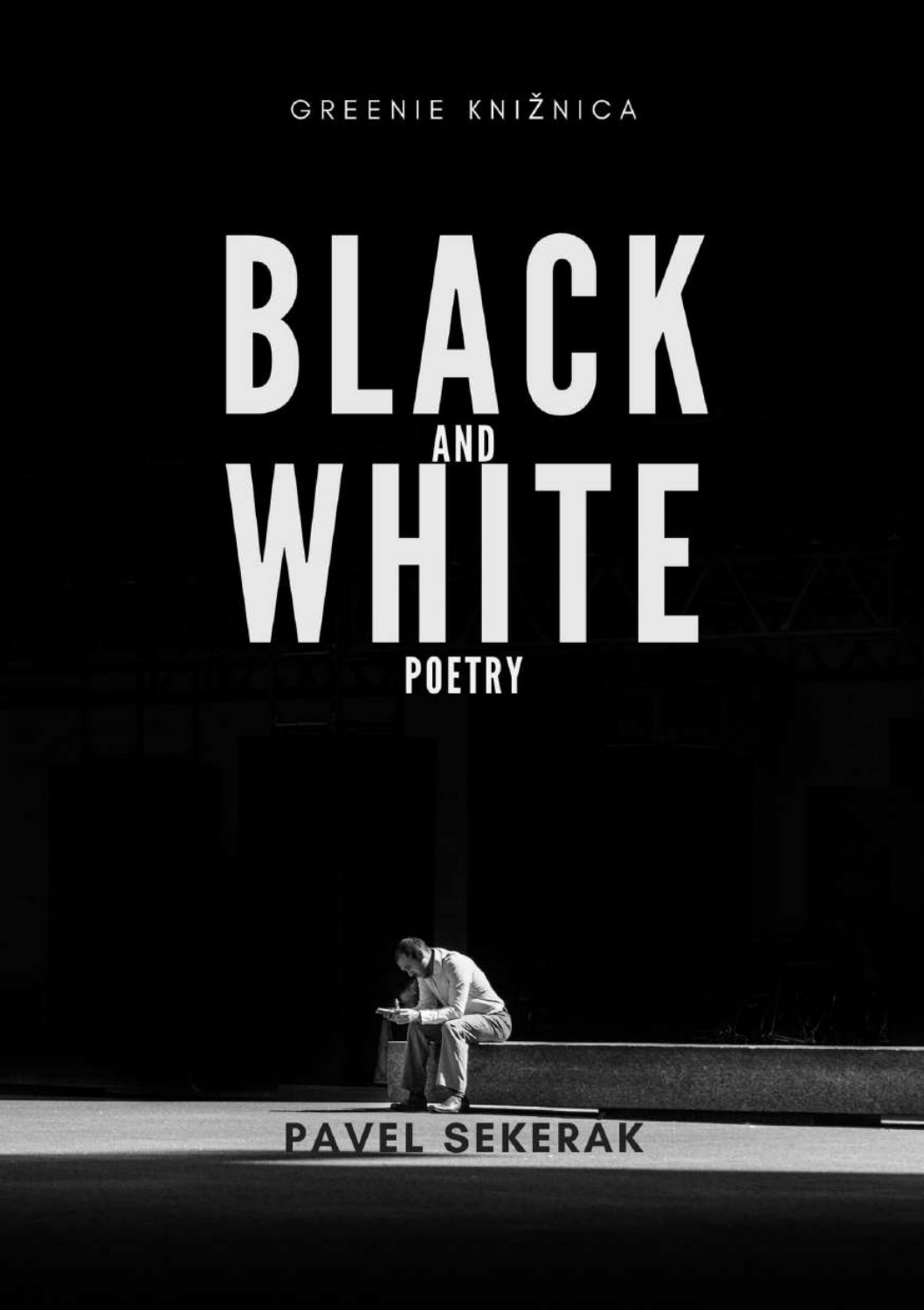GREENIE KNIŽNICA

# BLACK AND WHITE

POETRY

PAVEL SEKERAK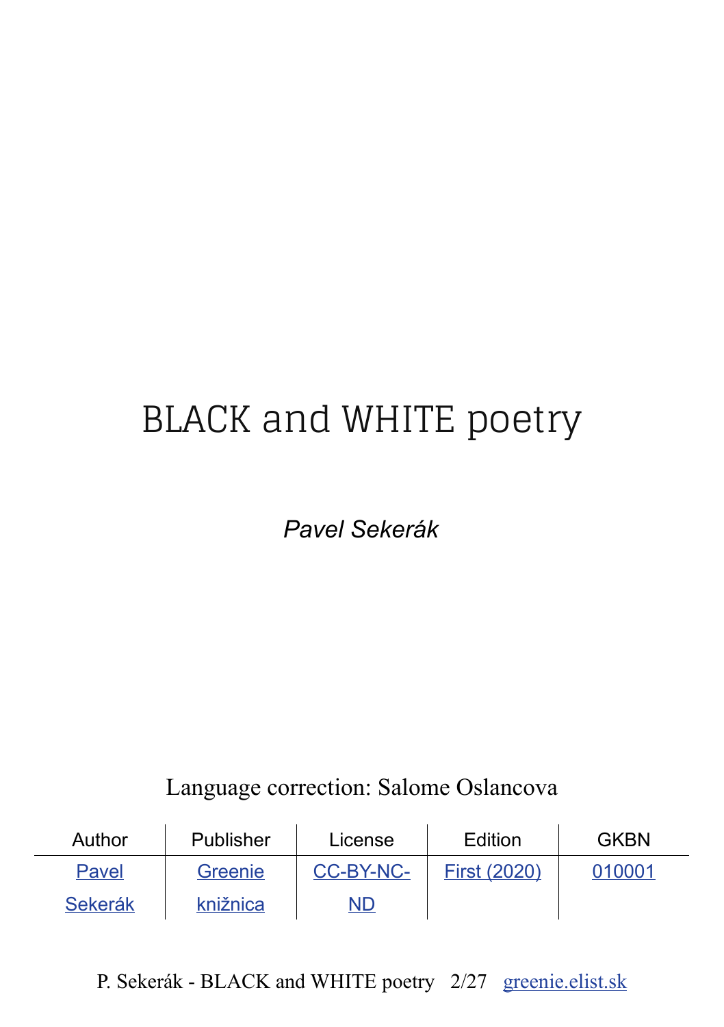# BLACK and WHITE poetry

*Pavel Sekerák*

Language correction: Salome Oslancova

| Author | Publisher | License | Edition | GKBN |
|---|---|---|---|---|
| Pavel Sekerák | Greenie knižnica | CC-BY-NC-ND | First (2020) | 010001 |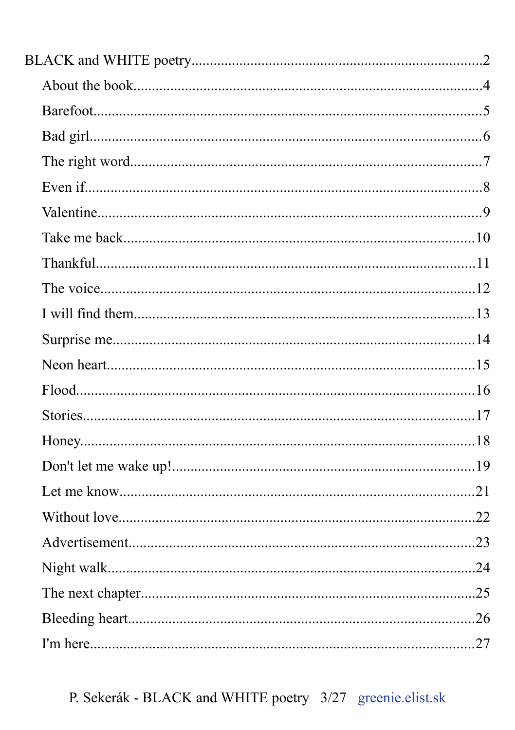BLACK and WHITE poetry .......... 2

- About the book .......... 4
- Barefoot .......... 5
- Bad girl .......... 6
- The right word .......... 7
- Even if .......... 8
- Valentine .......... 9
- Take me back .......... 10
- Thankful .......... 11
- The voice .......... 12
- I will find them .......... 13
- Surprise me .......... 14
- Neon heart .......... 15
- Flood .......... 16
- Stories .......... 17
- Honey .......... 18
- Don't let me wake up! .......... 19
- Let me know .......... 21
- Without love .......... 22
- Advertisement .......... 23
- Night walk .......... 24
- The next chapter .......... 25
- Bleeding heart .......... 26
- I'm here .......... 27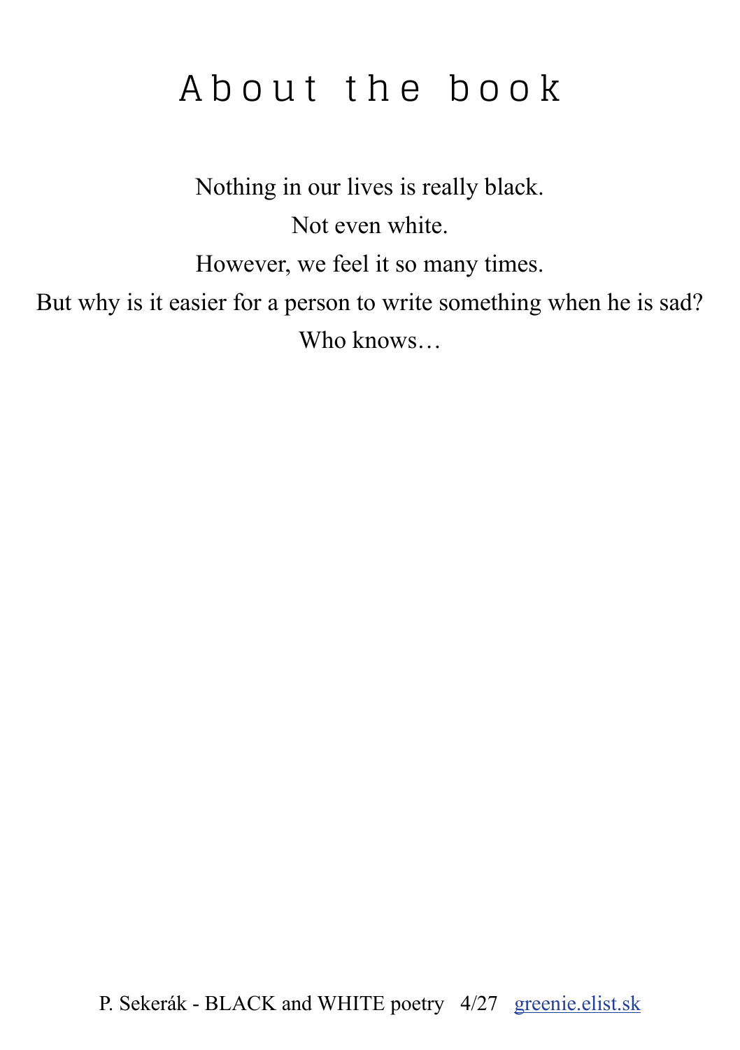# About the book

Nothing in our lives is really black.

Not even white.

However, we feel it so many times.

But why is it easier for a person to write something when he is sad?

Who knows…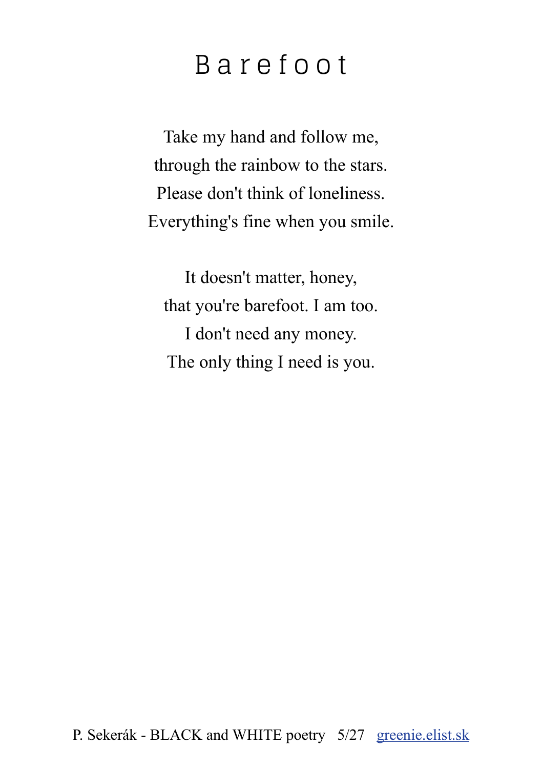# Barefoot

Take my hand and follow me,
through the rainbow to the stars.
Please don't think of loneliness.
Everything's fine when you smile.

It doesn't matter, honey,
that you're barefoot. I am too.
I don't need any money.
The only thing I need is you.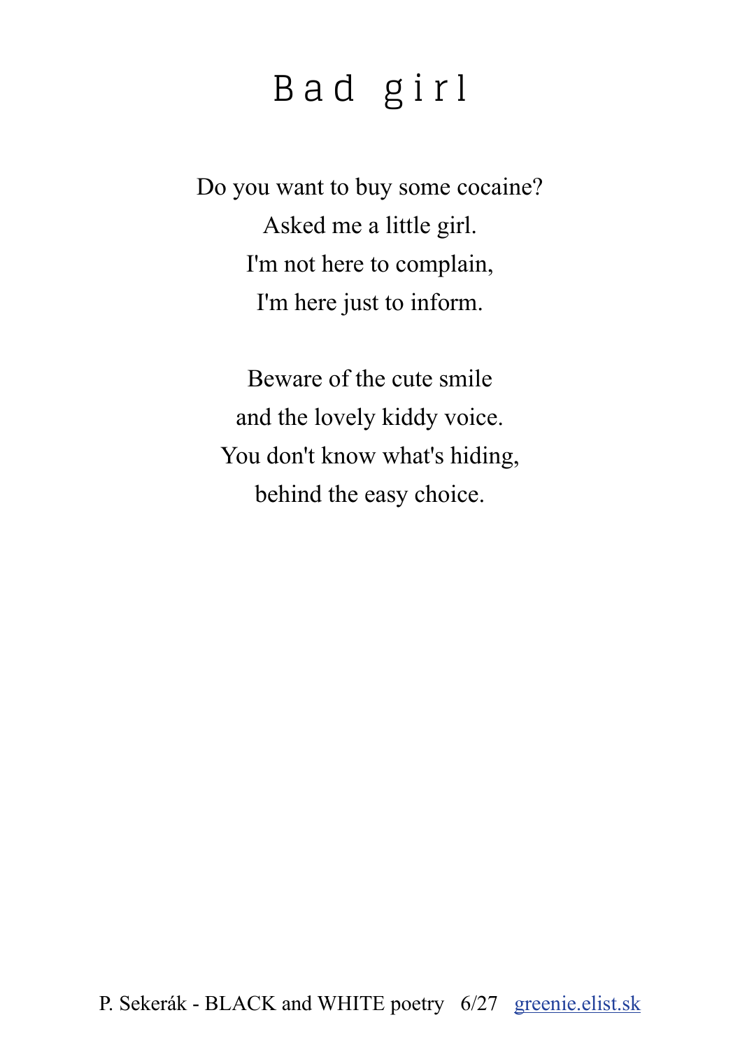# Bad girl

Do you want to buy some cocaine?
Asked me a little girl.
I'm not here to complain,
I'm here just to inform.

Beware of the cute smile
and the lovely kiddy voice.
You don't know what's hiding,
behind the easy choice.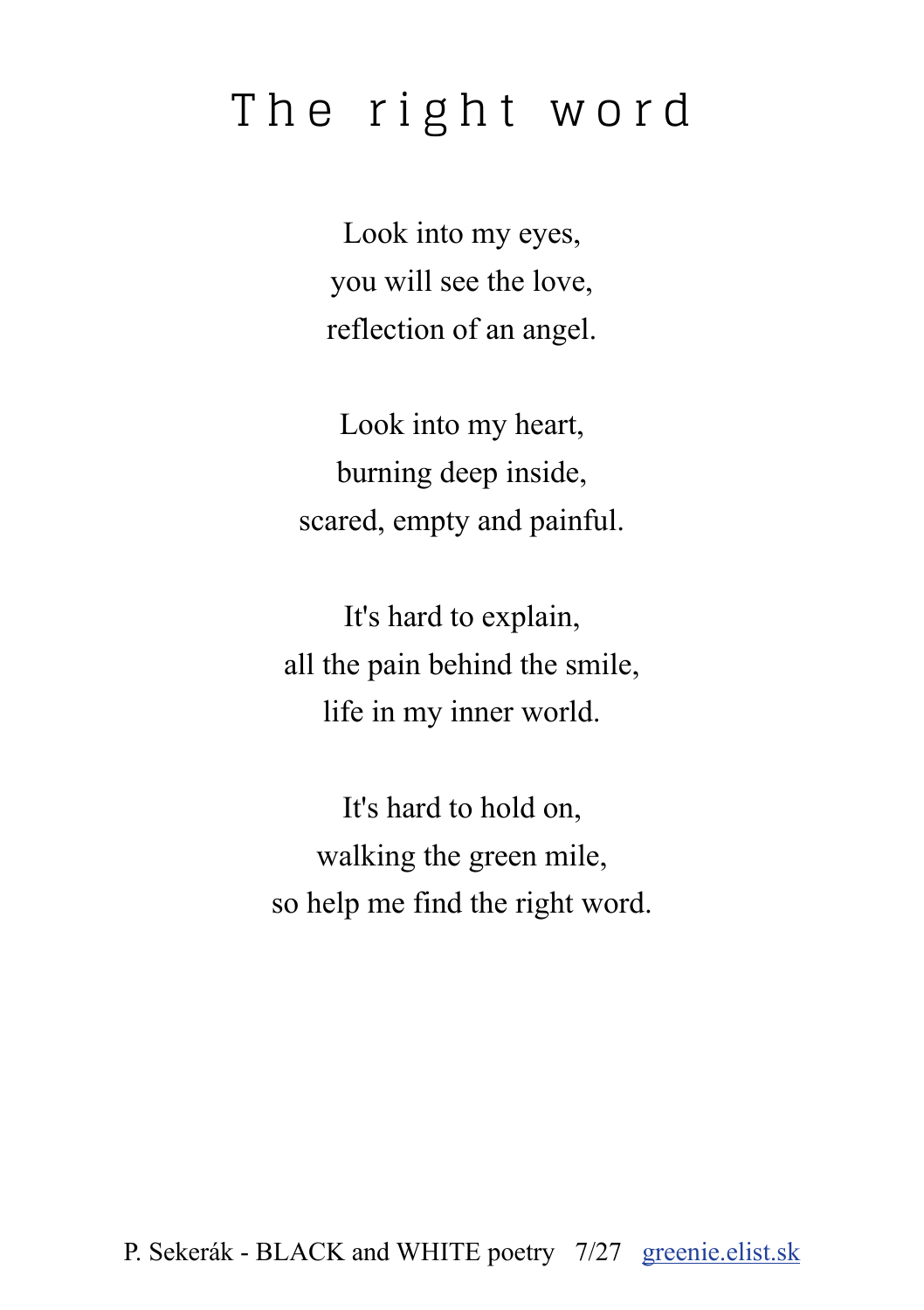# The right word

Look into my eyes,
you will see the love,
reflection of an angel.

Look into my heart,
burning deep inside,
scared, empty and painful.

It's hard to explain,
all the pain behind the smile,
life in my inner world.

It's hard to hold on,
walking the green mile,
so help me find the right word.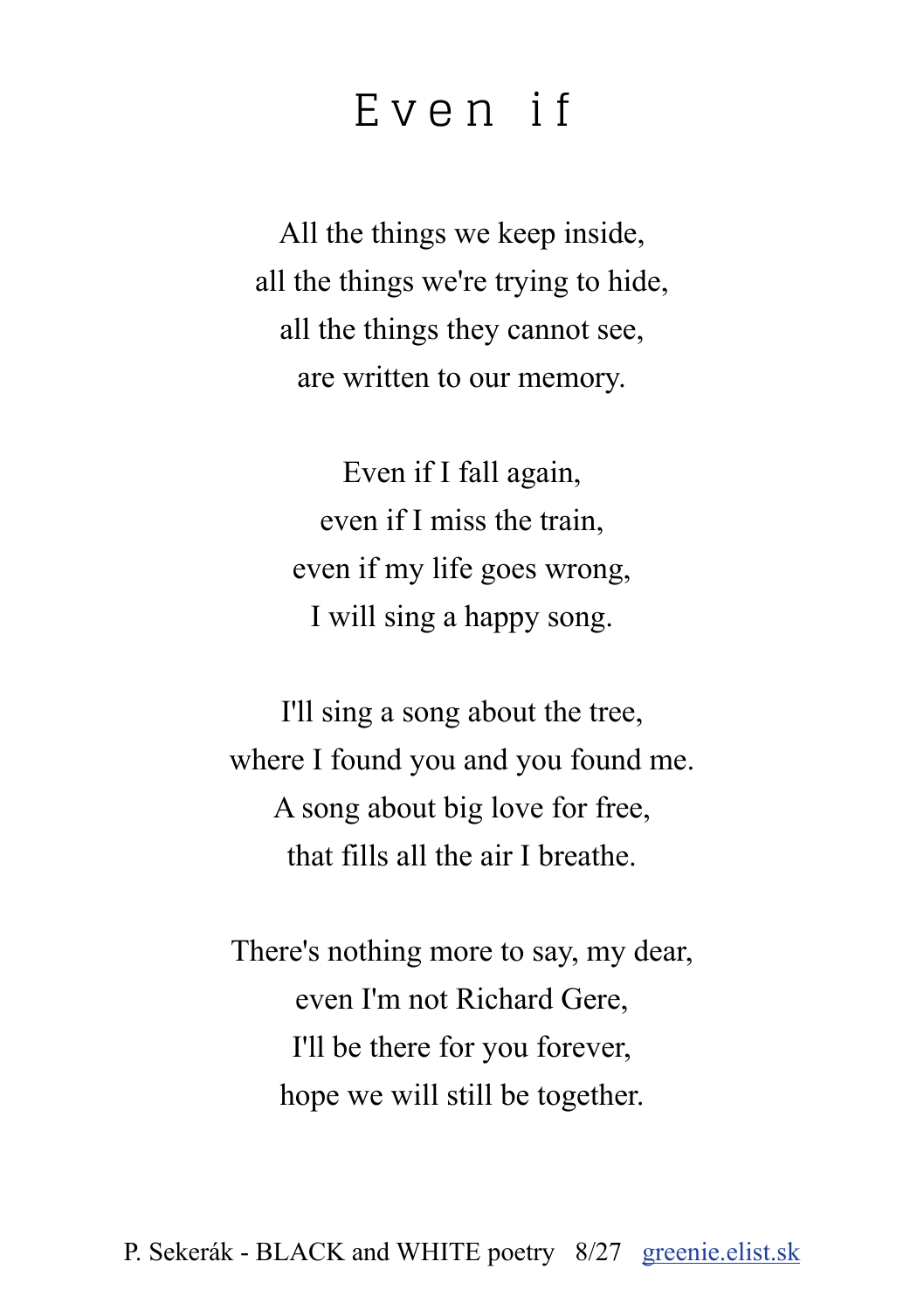# Even if

All the things we keep inside,  
all the things we're trying to hide,  
all the things they cannot see,  
are written to our memory.

Even if I fall again,  
even if I miss the train,  
even if my life goes wrong,  
I will sing a happy song.

I'll sing a song about the tree,  
where I found you and you found me.  
A song about big love for free,  
that fills all the air I breathe.

There's nothing more to say, my dear,  
even I'm not Richard Gere,  
I'll be there for you forever,  
hope we will still be together.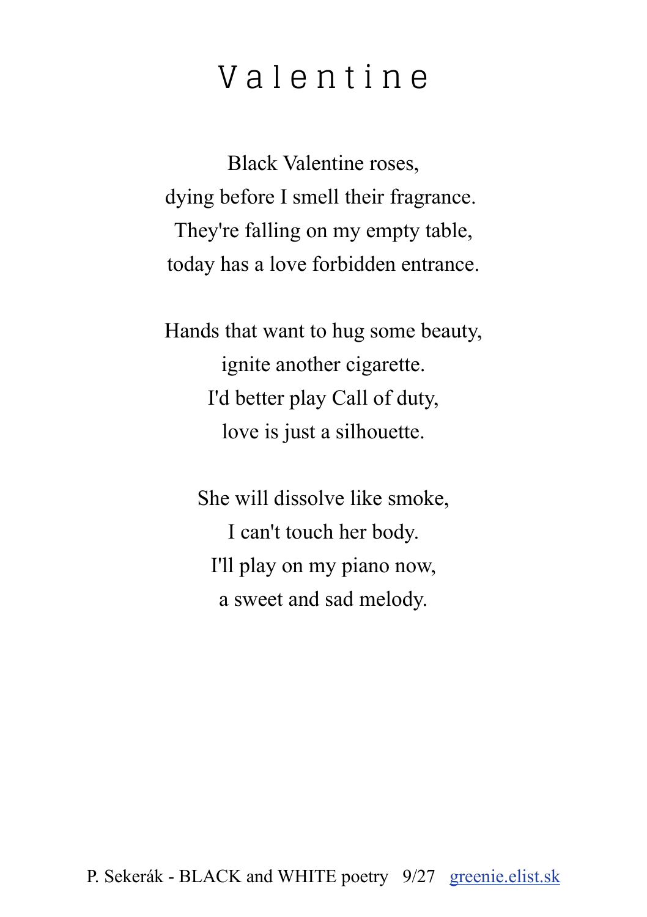# Valentine

Black Valentine roses,
dying before I smell their fragrance.
They're falling on my empty table,
today has a love forbidden entrance.

Hands that want to hug some beauty,
ignite another cigarette.
I'd better play Call of duty,
love is just a silhouette.

She will dissolve like smoke,
I can't touch her body.
I'll play on my piano now,
a sweet and sad melody.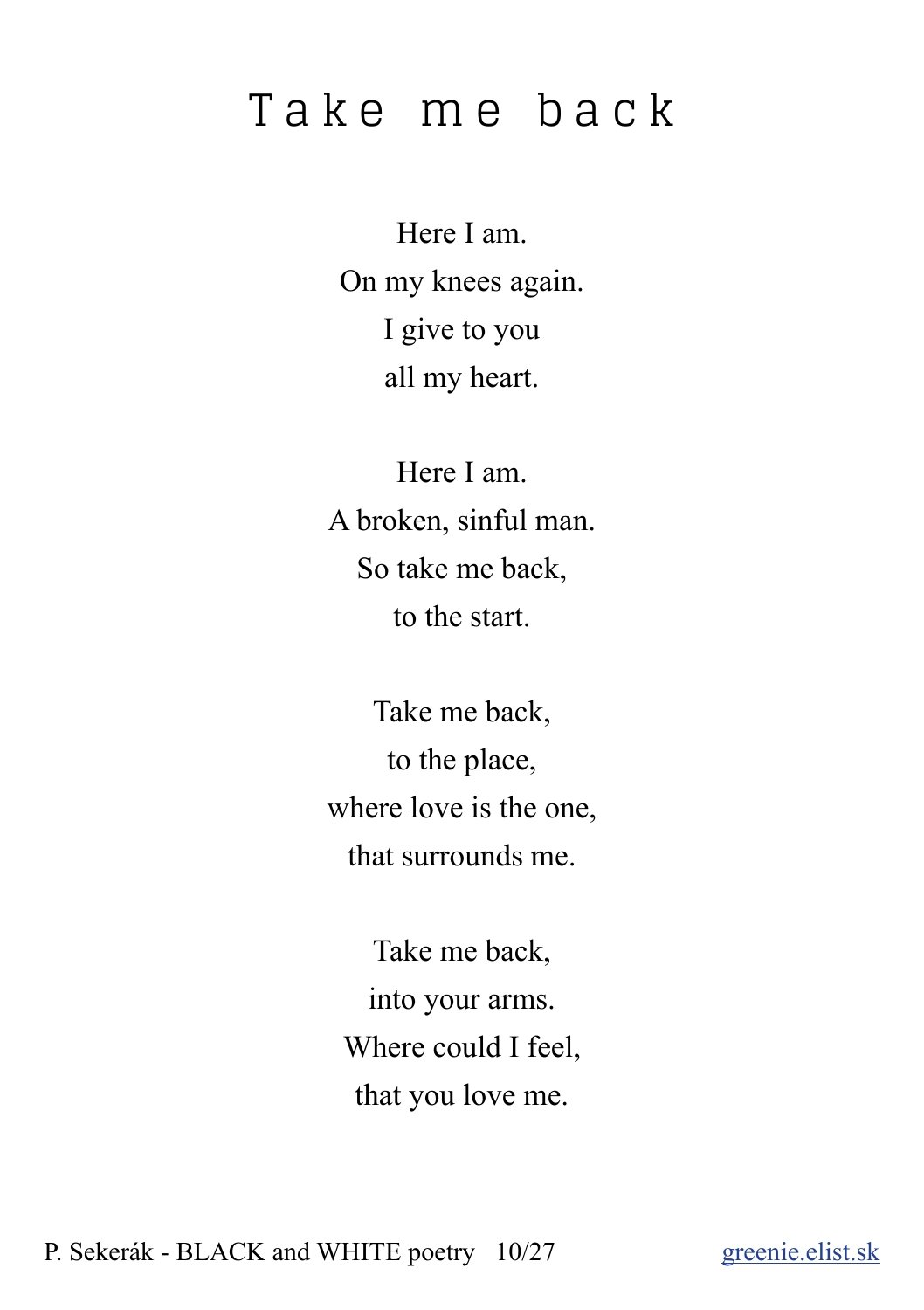# Take me back

Here I am.
On my knees again.
I give to you
all my heart.

Here I am.
A broken, sinful man.
So take me back,
to the start.

Take me back,
to the place,
where love is the one,
that surrounds me.

Take me back,
into your arms.
Where could I feel,
that you love me.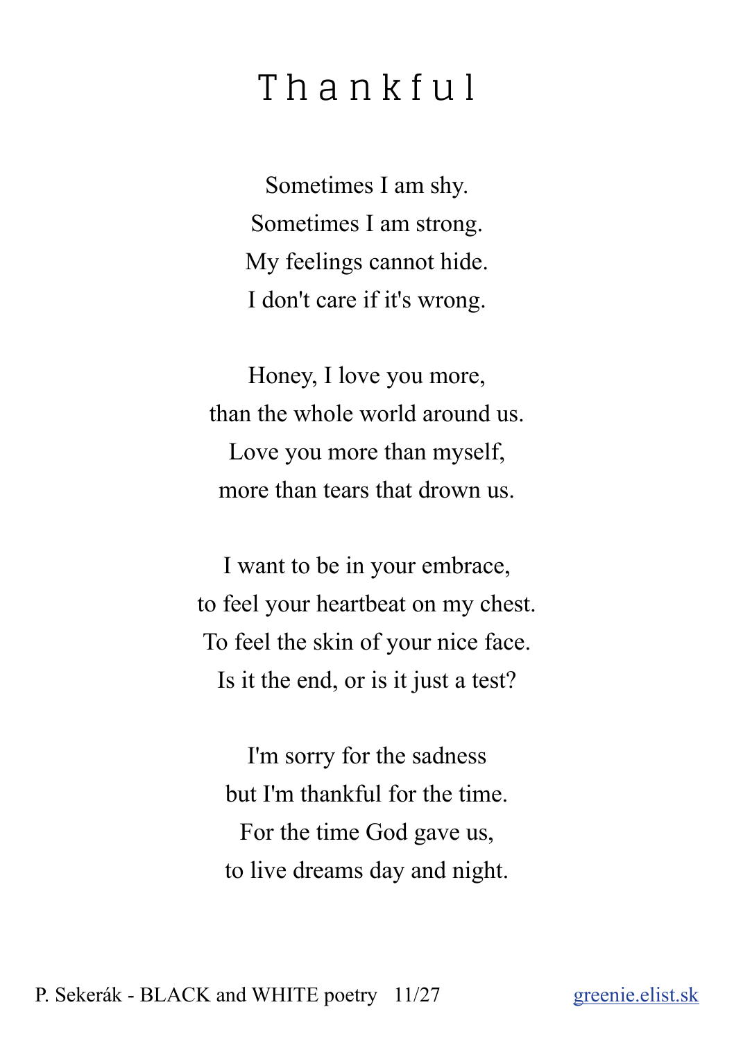# Thankful

Sometimes I am shy.
Sometimes I am strong.
My feelings cannot hide.
I don't care if it's wrong.

Honey, I love you more,
than the whole world around us.
Love you more than myself,
more than tears that drown us.

I want to be in your embrace,
to feel your heartbeat on my chest.
To feel the skin of your nice face.
Is it the end, or is it just a test?

I'm sorry for the sadness
but I'm thankful for the time.
For the time God gave us,
to live dreams day and night.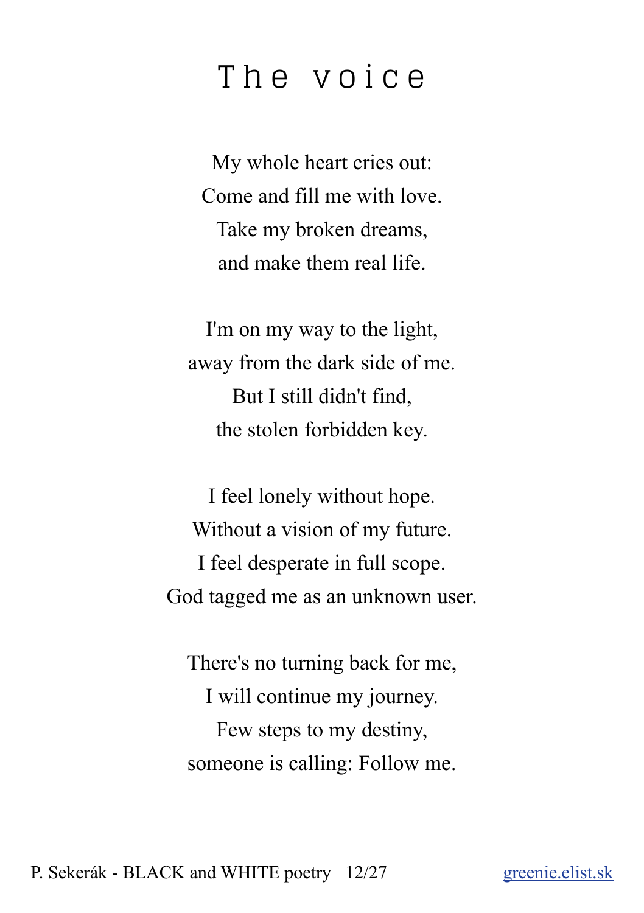# The voice

My whole heart cries out:  
Come and fill me with love.  
Take my broken dreams,  
and make them real life.

I'm on my way to the light,  
away from the dark side of me.  
But I still didn't find,  
the stolen forbidden key.

I feel lonely without hope.  
Without a vision of my future.  
I feel desperate in full scope.  
God tagged me as an unknown user.

There's no turning back for me,  
I will continue my journey.  
Few steps to my destiny,  
someone is calling: Follow me.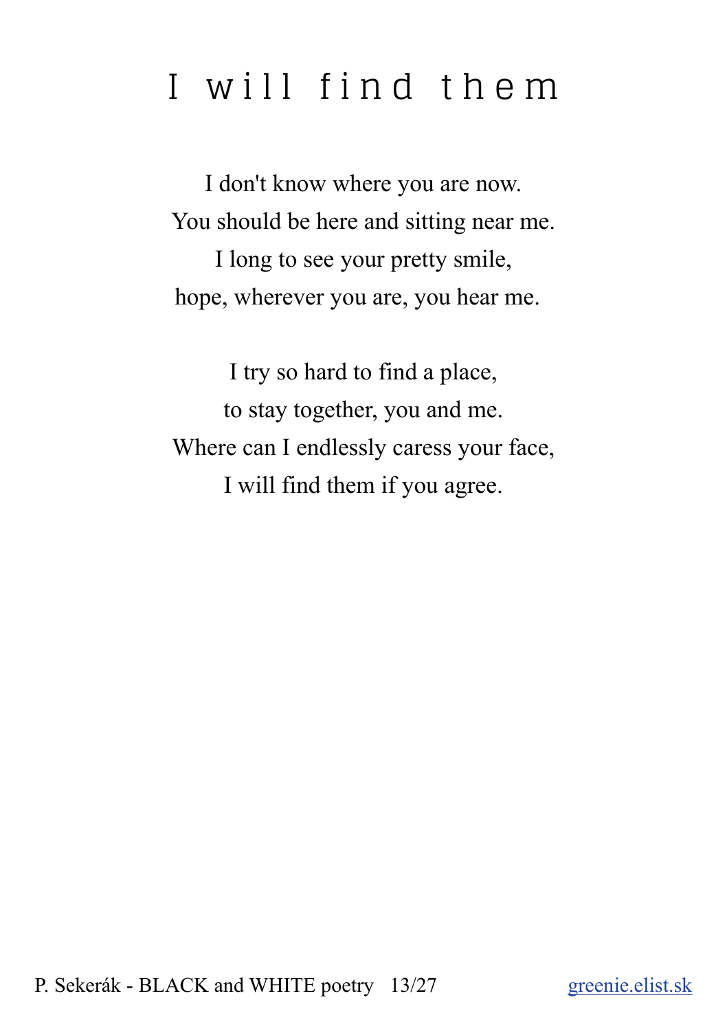# I will find them

I don't know where you are now.  
You should be here and sitting near me.  
I long to see your pretty smile,  
hope, wherever you are, you hear me.

I try so hard to find a place,  
to stay together, you and me.  
Where can I endlessly caress your face,  
I will find them if you agree.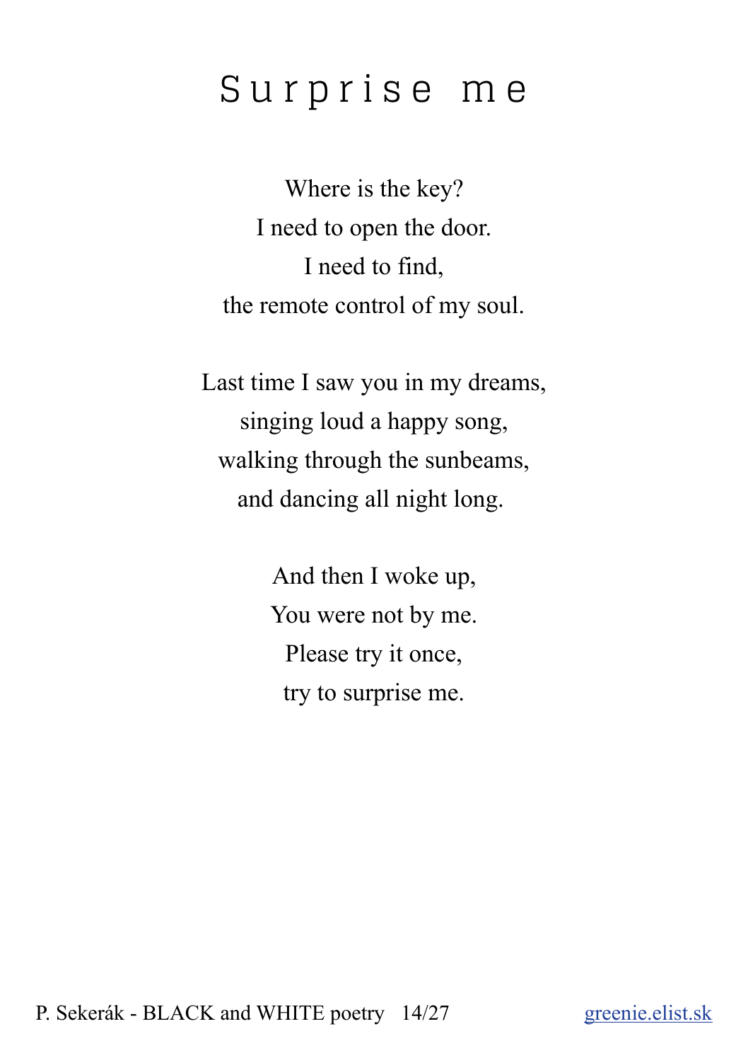# Surprise me

Where is the key?  
I need to open the door.  
I need to find,  
the remote control of my soul.

Last time I saw you in my dreams,  
singing loud a happy song,  
walking through the sunbeams,  
and dancing all night long.

And then I woke up,  
You were not by me.  
Please try it once,  
try to surprise me.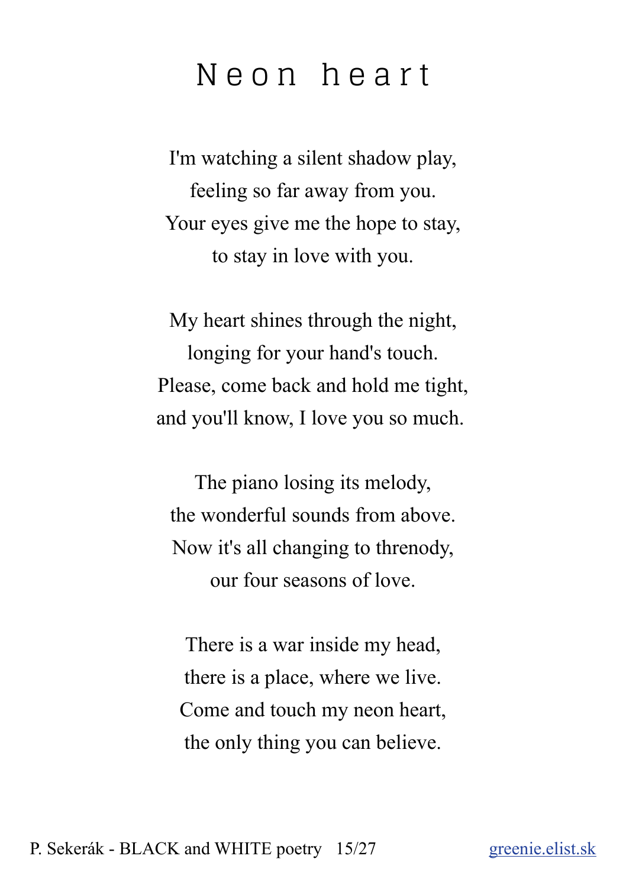# Neon heart

I'm watching a silent shadow play,  
feeling so far away from you.  
Your eyes give me the hope to stay,  
to stay in love with you.

My heart shines through the night,  
longing for your hand's touch.  
Please, come back and hold me tight,  
and you'll know, I love you so much.

The piano losing its melody,  
the wonderful sounds from above.  
Now it's all changing to threnody,  
our four seasons of love.

There is a war inside my head,  
there is a place, where we live.  
Come and touch my neon heart,  
the only thing you can believe.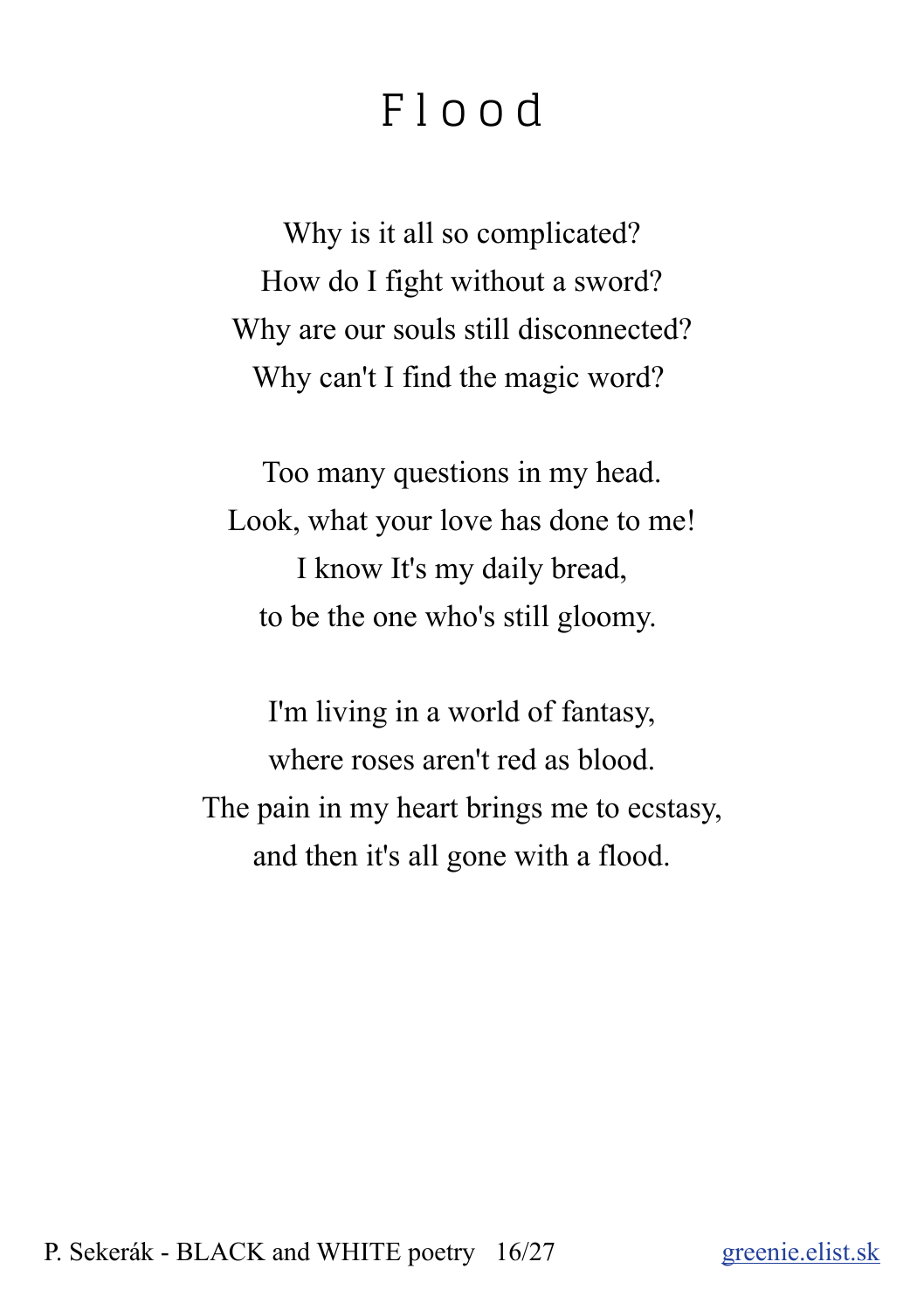# Flood

Why is it all so complicated?  
How do I fight without a sword?  
Why are our souls still disconnected?  
Why can't I find the magic word?

Too many questions in my head.  
Look, what your love has done to me!  
I know It's my daily bread,  
to be the one who's still gloomy.

I'm living in a world of fantasy,  
where roses aren't red as blood.  
The pain in my heart brings me to ecstasy,  
and then it's all gone with a flood.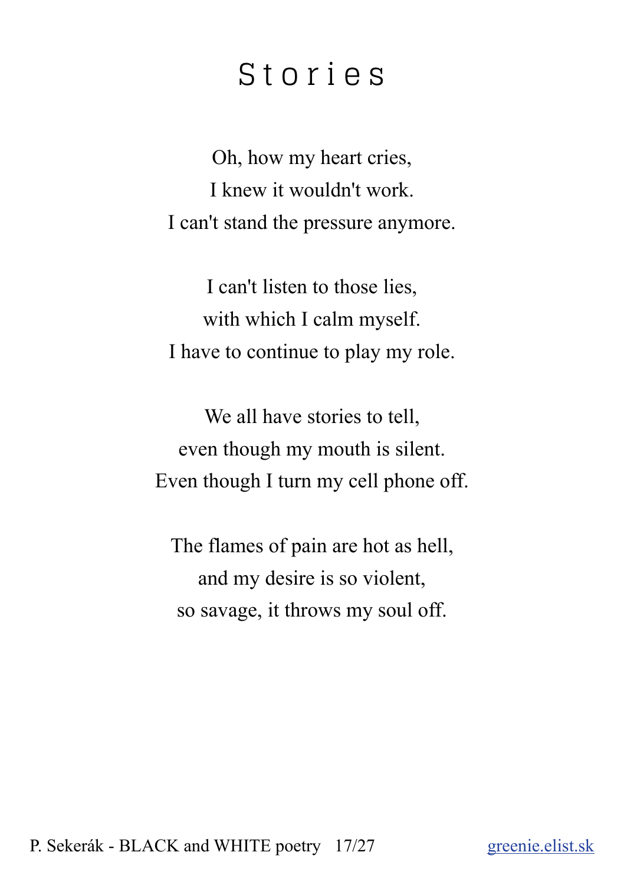# Stories

Oh, how my heart cries,
I knew it wouldn't work.
I can't stand the pressure anymore.

I can't listen to those lies,
with which I calm myself.
I have to continue to play my role.

We all have stories to tell,
even though my mouth is silent.
Even though I turn my cell phone off.

The flames of pain are hot as hell,
and my desire is so violent,
so savage, it throws my soul off.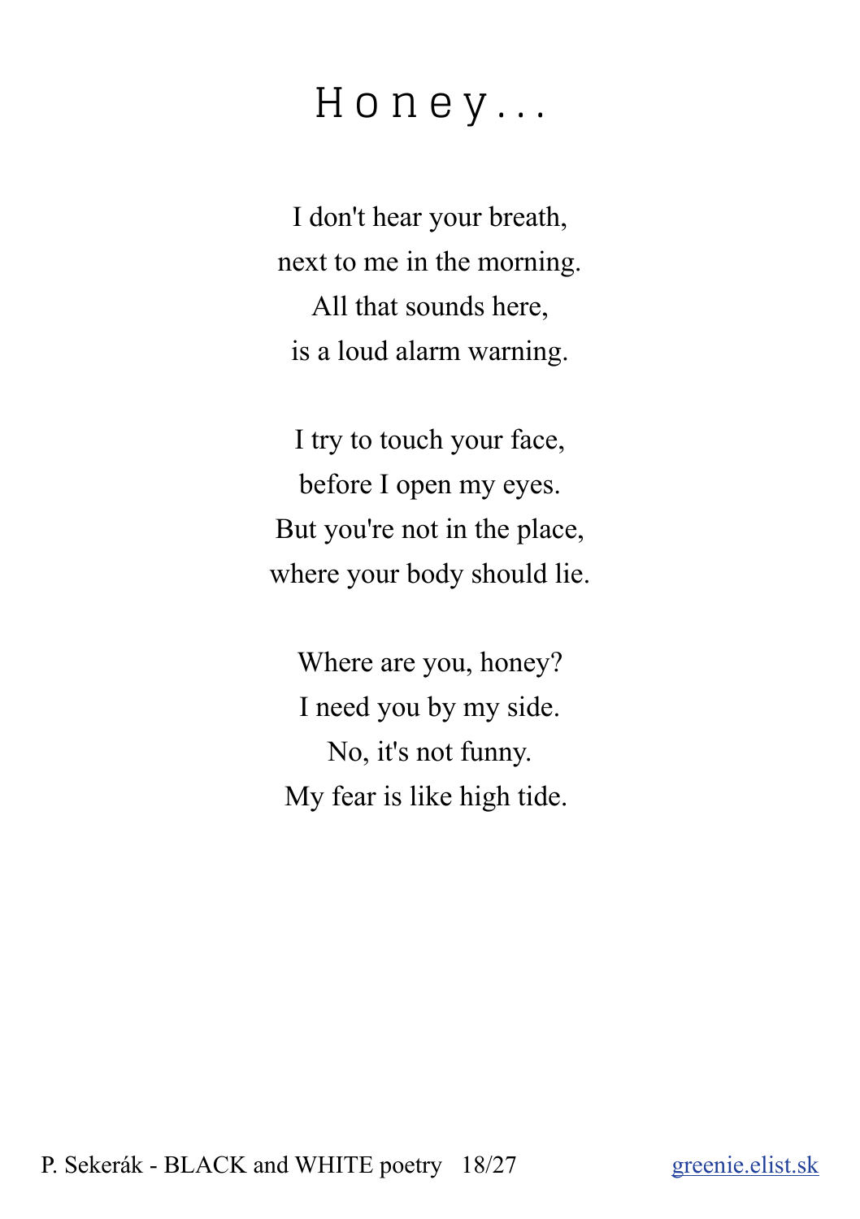# Honey...

I don't hear your breath,  
next to me in the morning.  
All that sounds here,  
is a loud alarm warning.

I try to touch your face,  
before I open my eyes.  
But you're not in the place,  
where your body should lie.

Where are you, honey?  
I need you by my side.  
No, it's not funny.  
My fear is like high tide.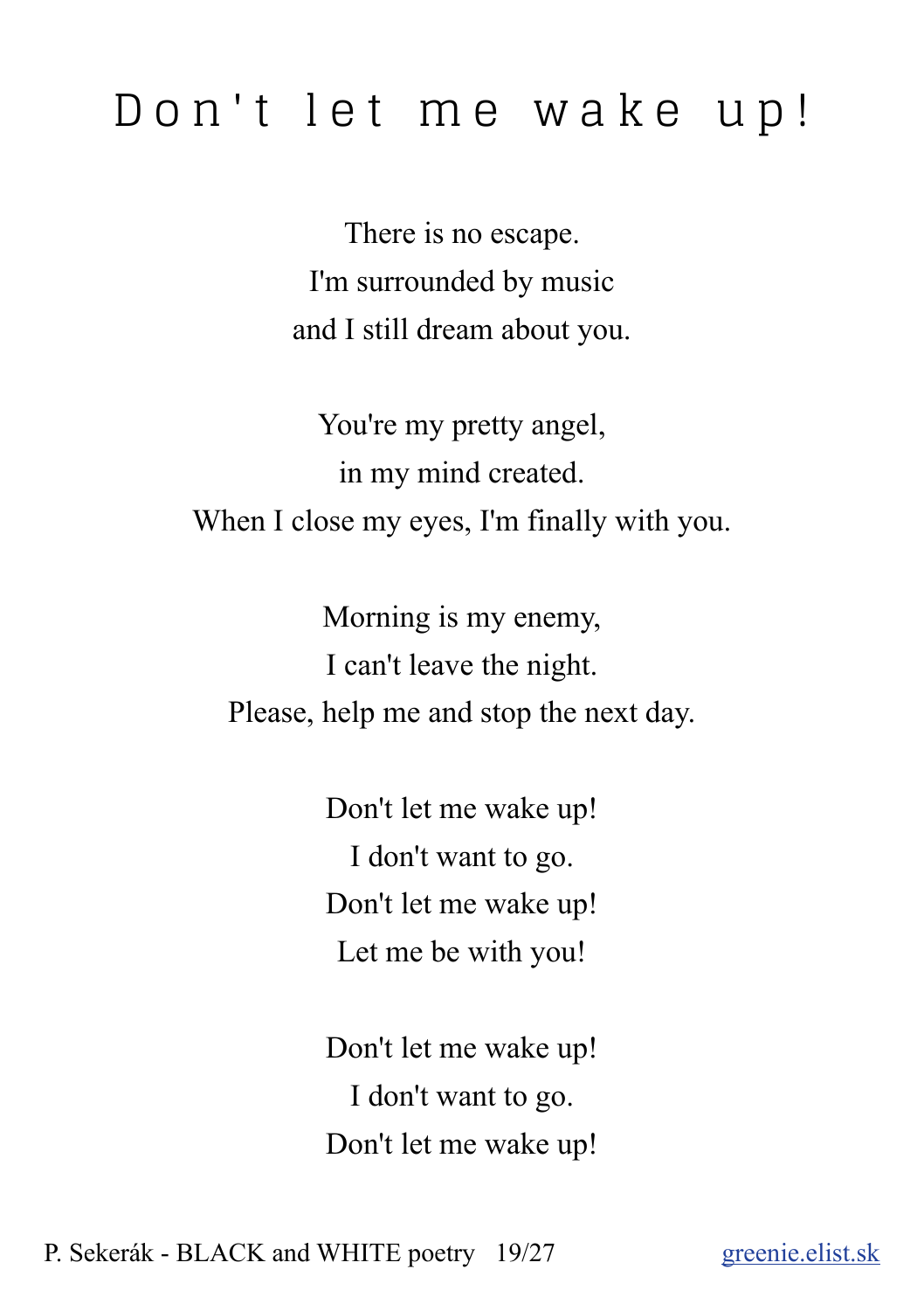# Don't let me wake up!

There is no escape.
I'm surrounded by music
and I still dream about you.

You're my pretty angel,
in my mind created.
When I close my eyes, I'm finally with you.

Morning is my enemy,
I can't leave the night.
Please, help me and stop the next day.

Don't let me wake up!
I don't want to go.
Don't let me wake up!
Let me be with you!

Don't let me wake up!
I don't want to go.
Don't let me wake up!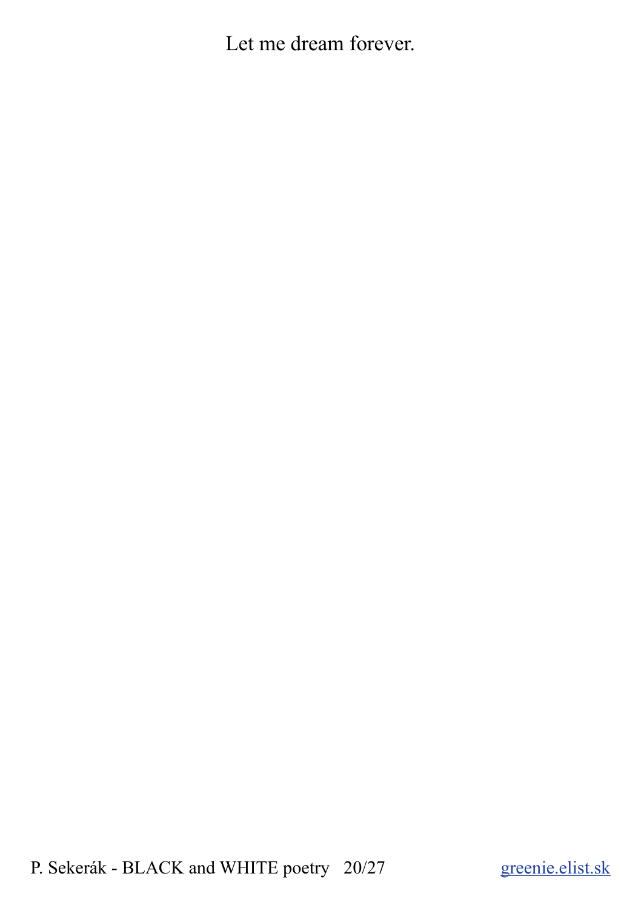Let me dream forever.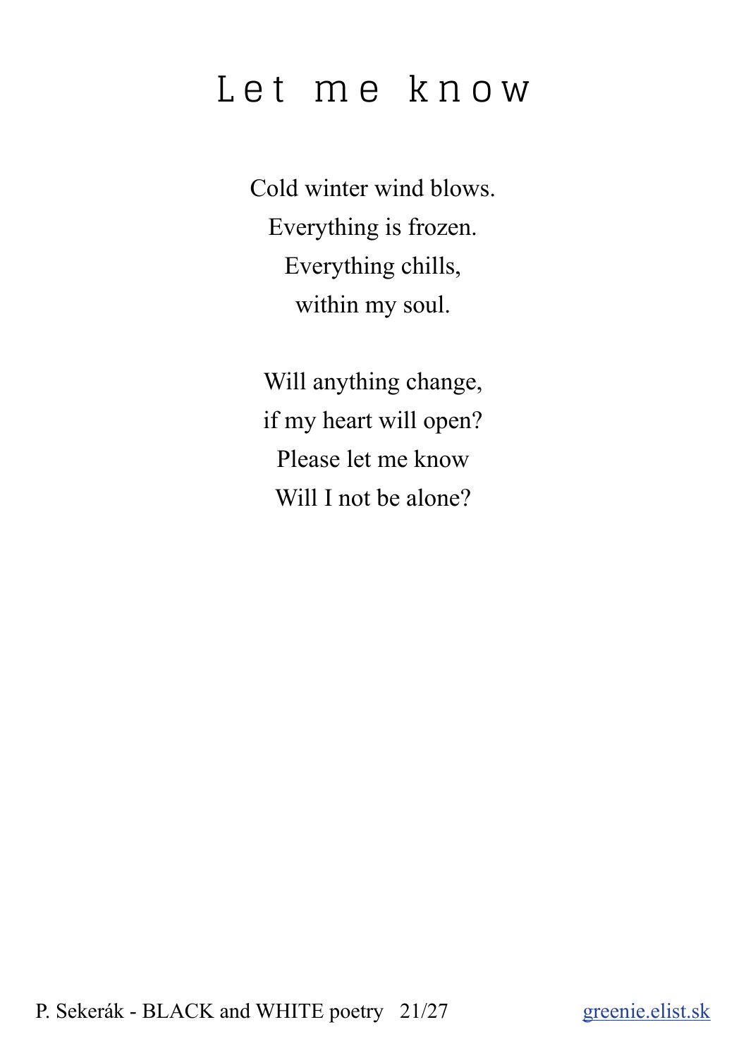# Let me know

Cold winter wind blows.
Everything is frozen.
Everything chills,
within my soul.

Will anything change,
if my heart will open?
Please let me know
Will I not be alone?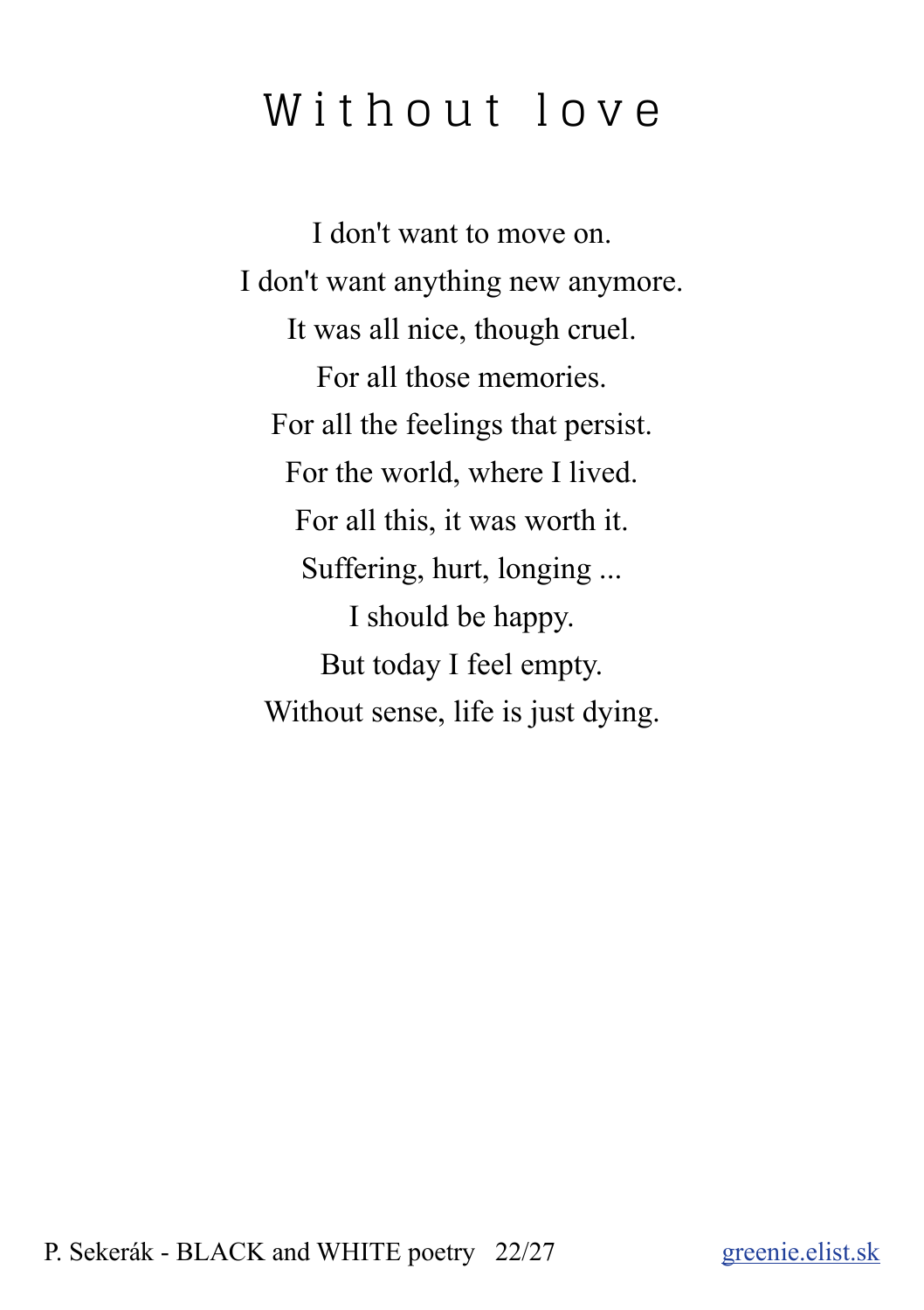# Without love

I don't want to move on.  
I don't want anything new anymore.  
It was all nice, though cruel.  
For all those memories.  
For all the feelings that persist.  
For the world, where I lived.  
For all this, it was worth it.  
Suffering, hurt, longing ...  
I should be happy.  
But today I feel empty.  
Without sense, life is just dying.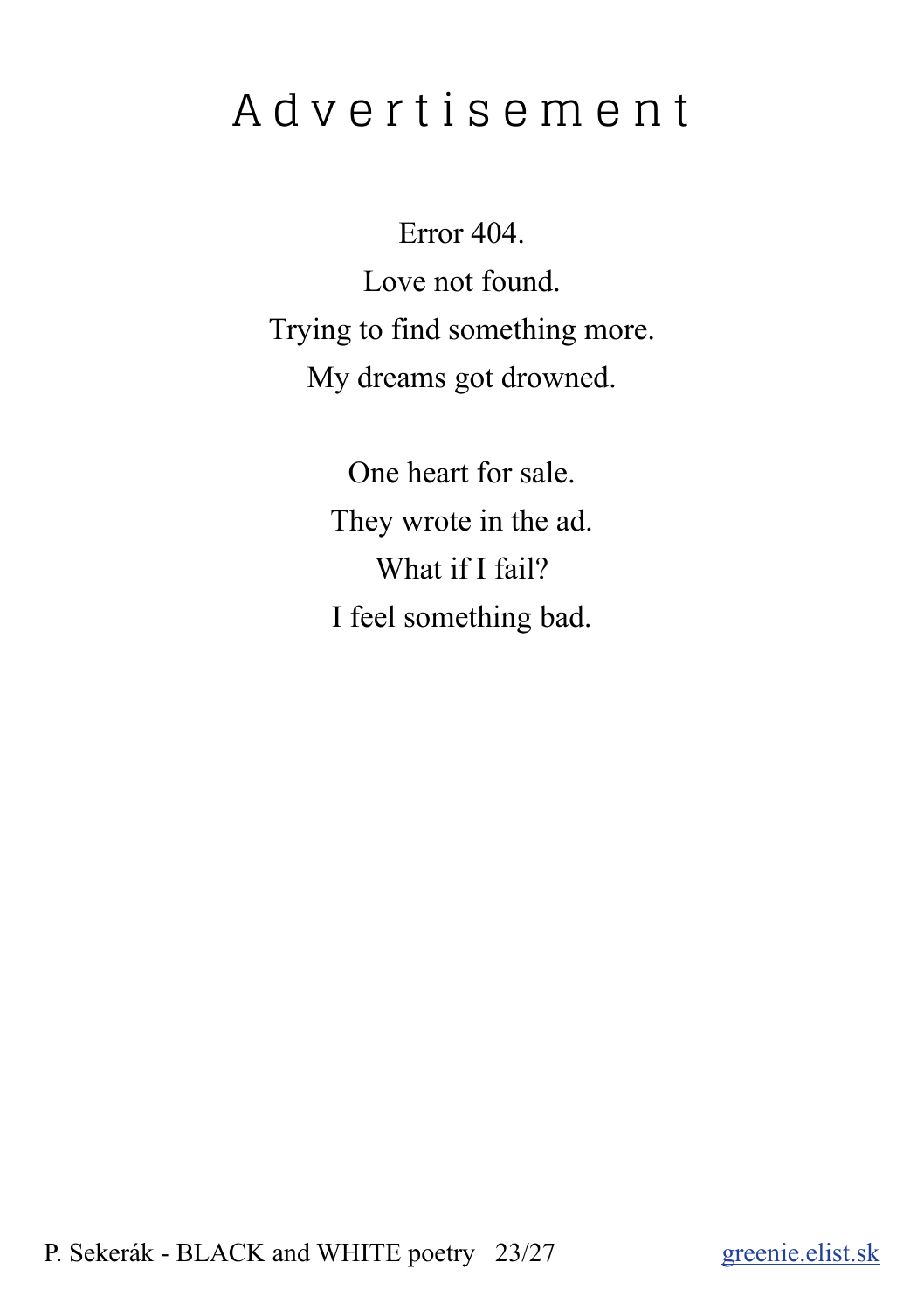# Advertisement

Error 404.  
Love not found.  
Trying to find something more.  
My dreams got drowned.

One heart for sale.  
They wrote in the ad.  
What if I fail?  
I feel something bad.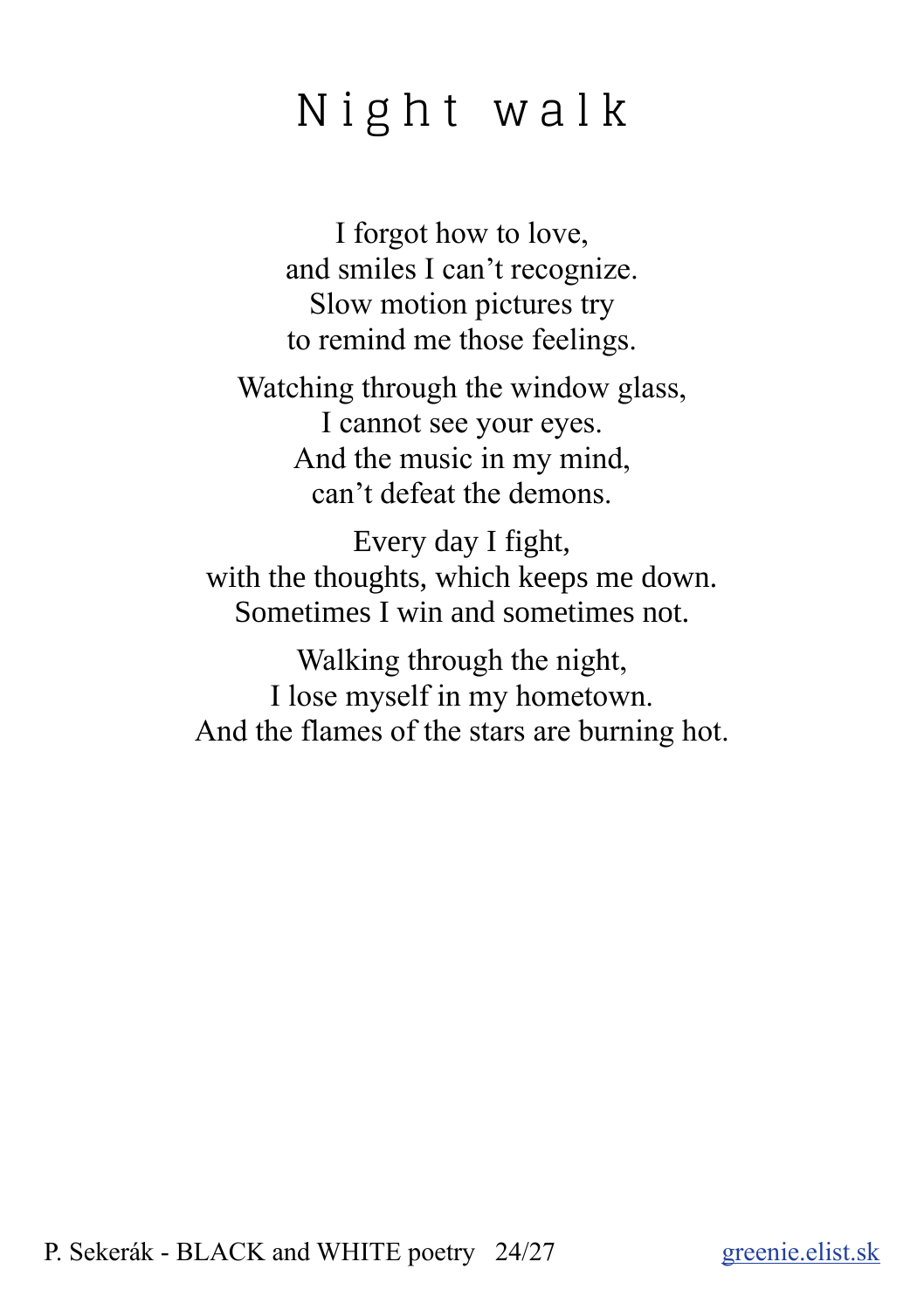# Night walk

I forgot how to love,  
and smiles I can't recognize.  
Slow motion pictures try  
to remind me those feelings.

Watching through the window glass,  
I cannot see your eyes.  
And the music in my mind,  
can't defeat the demons.

Every day I fight,  
with the thoughts, which keeps me down.  
Sometimes I win and sometimes not.

Walking through the night,  
I lose myself in my hometown.  
And the flames of the stars are burning hot.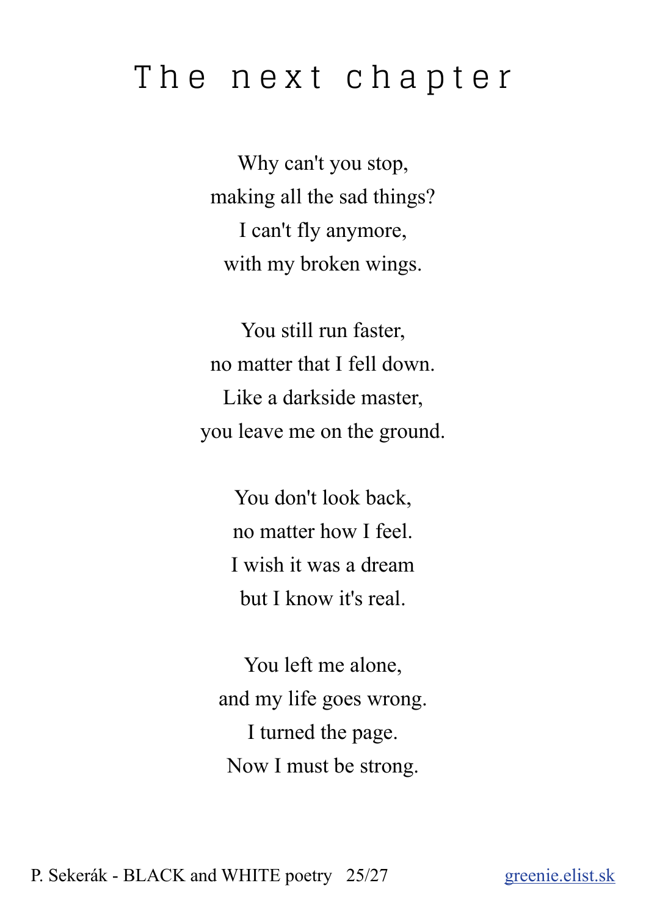# The next chapter

Why can't you stop,  
making all the sad things?  
I can't fly anymore,  
with my broken wings.

You still run faster,  
no matter that I fell down.  
Like a darkside master,  
you leave me on the ground.

You don't look back,  
no matter how I feel.  
I wish it was a dream  
but I know it's real.

You left me alone,  
and my life goes wrong.  
I turned the page.  
Now I must be strong.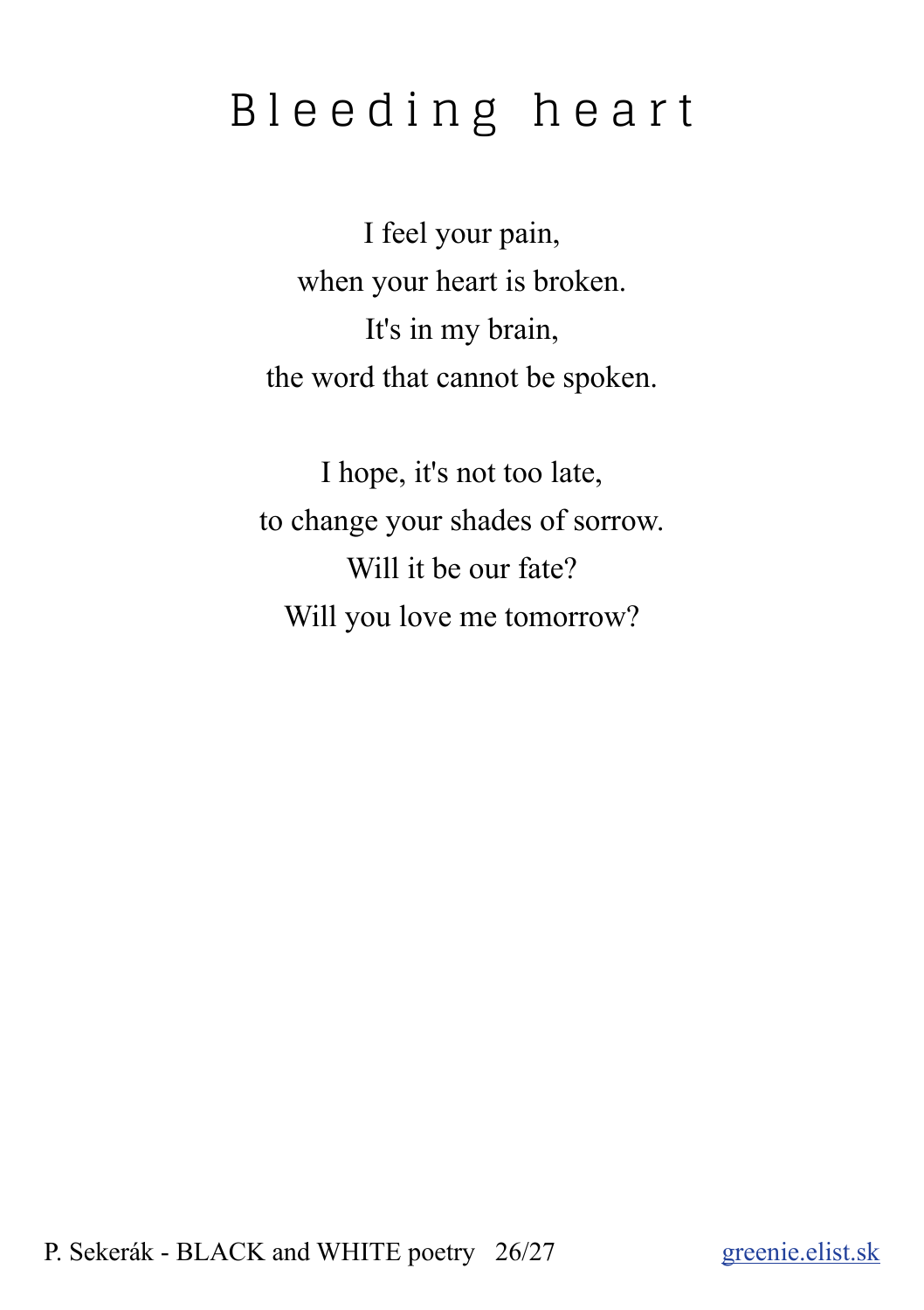# Bleeding heart

I feel your pain,  
when your heart is broken.  
It's in my brain,  
the word that cannot be spoken.

I hope, it's not too late,  
to change your shades of sorrow.  
Will it be our fate?  
Will you love me tomorrow?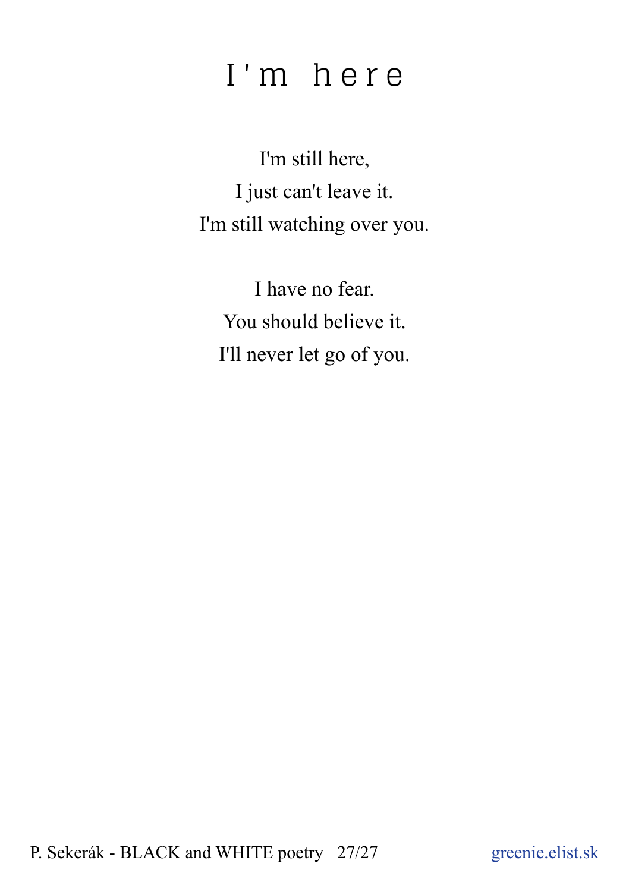# I'm here

I'm still here,  
I just can't leave it.  
I'm still watching over you.

I have no fear.  
You should believe it.  
I'll never let go of you.